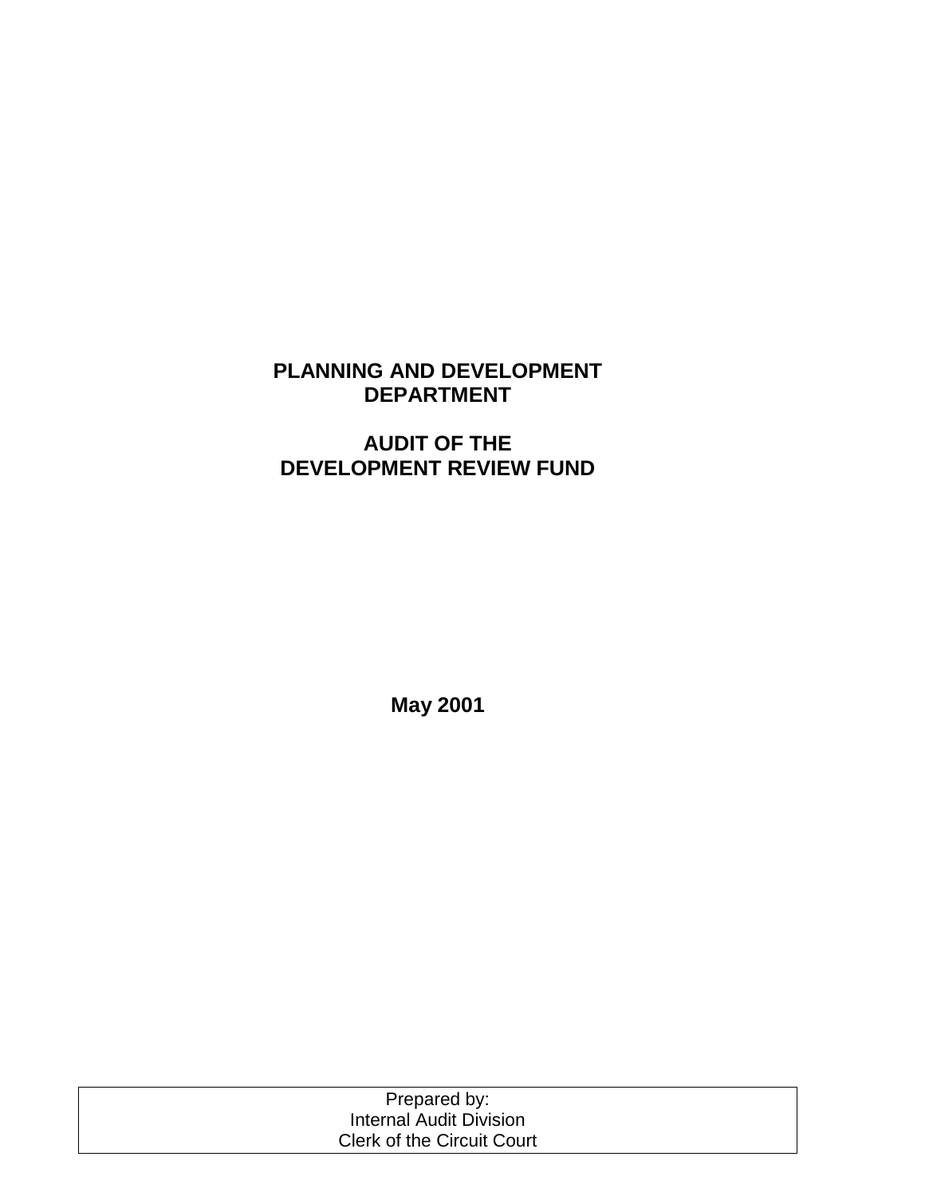# PLANNING AND DEVELOPMENT DEPARTMENT

# AUDIT OF THE DEVELOPMENT REVIEW FUND

**May 2001**

Prepared by:
Internal Audit Division
Clerk of the Circuit Court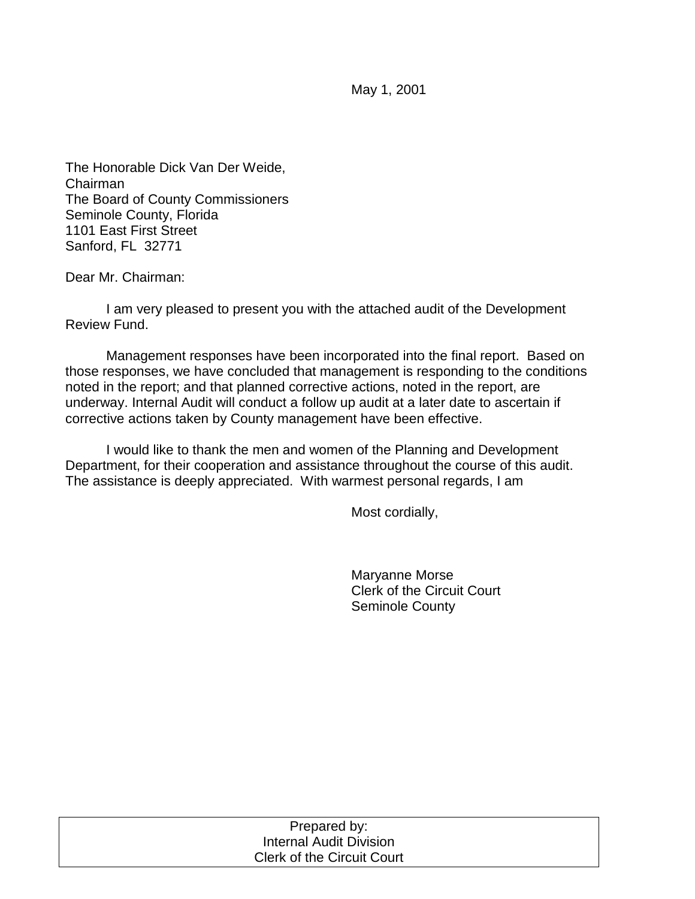May 1, 2001

The Honorable Dick Van Der Weide,
Chairman
The Board of County Commissioners
Seminole County, Florida
1101 East First Street
Sanford, FL 32771

Dear Mr. Chairman:

I am very pleased to present you with the attached audit of the Development Review Fund.

Management responses have been incorporated into the final report. Based on those responses, we have concluded that management is responding to the conditions noted in the report; and that planned corrective actions, noted in the report, are underway. Internal Audit will conduct a follow up audit at a later date to ascertain if corrective actions taken by County management have been effective.

I would like to thank the men and women of the Planning and Development Department, for their cooperation and assistance throughout the course of this audit. The assistance is deeply appreciated. With warmest personal regards, I am

Most cordially,

Maryanne Morse
Clerk of the Circuit Court
Seminole County

| Prepared by: Internal Audit Division Clerk of the Circuit Court |
|---|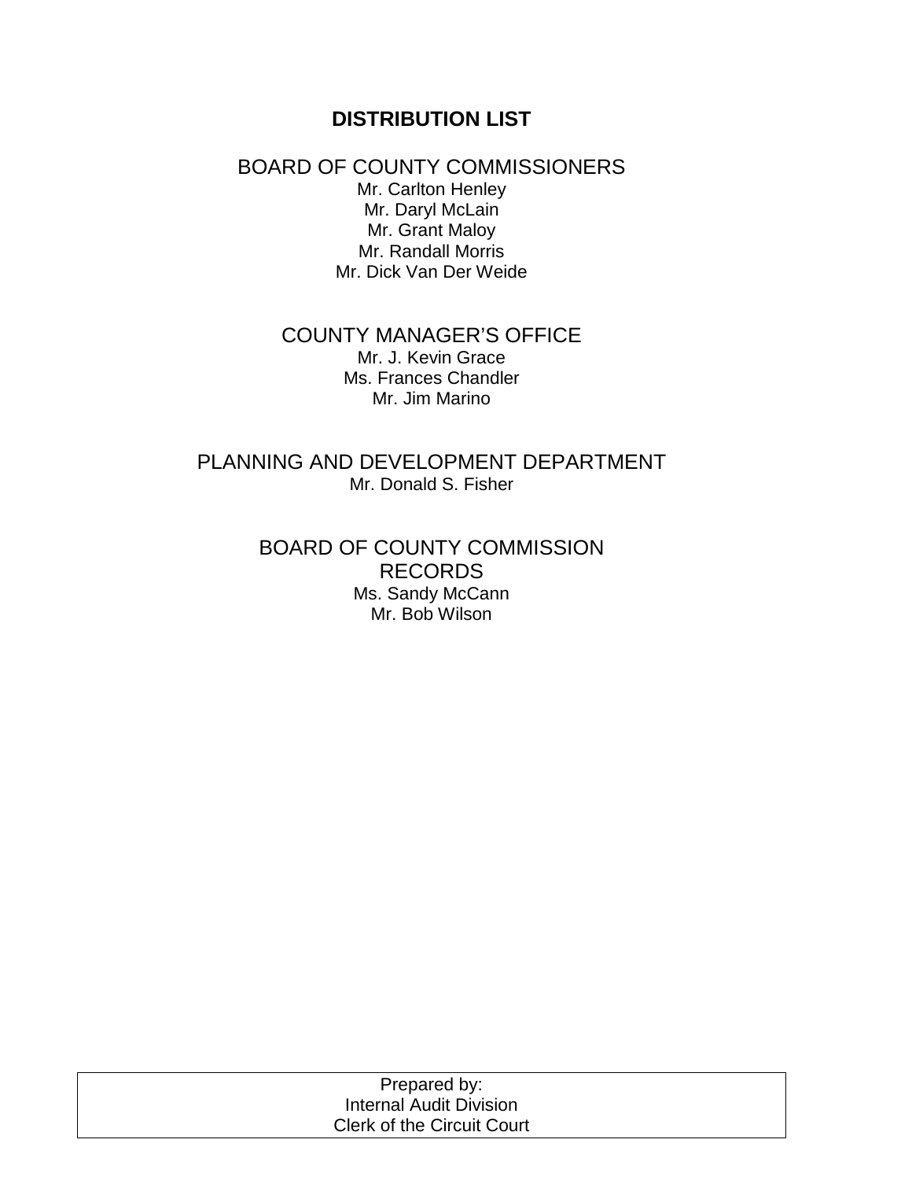# DISTRIBUTION LIST

## BOARD OF COUNTY COMMISSIONERS

Mr. Carlton Henley
Mr. Daryl McLain
Mr. Grant Maloy
Mr. Randall Morris
Mr. Dick Van Der Weide

## COUNTY MANAGER'S OFFICE

Mr. J. Kevin Grace
Ms. Frances Chandler
Mr. Jim Marino

## PLANNING AND DEVELOPMENT DEPARTMENT

Mr. Donald S. Fisher

## BOARD OF COUNTY COMMISSION RECORDS

Ms. Sandy McCann
Mr. Bob Wilson

Prepared by:
Internal Audit Division
Clerk of the Circuit Court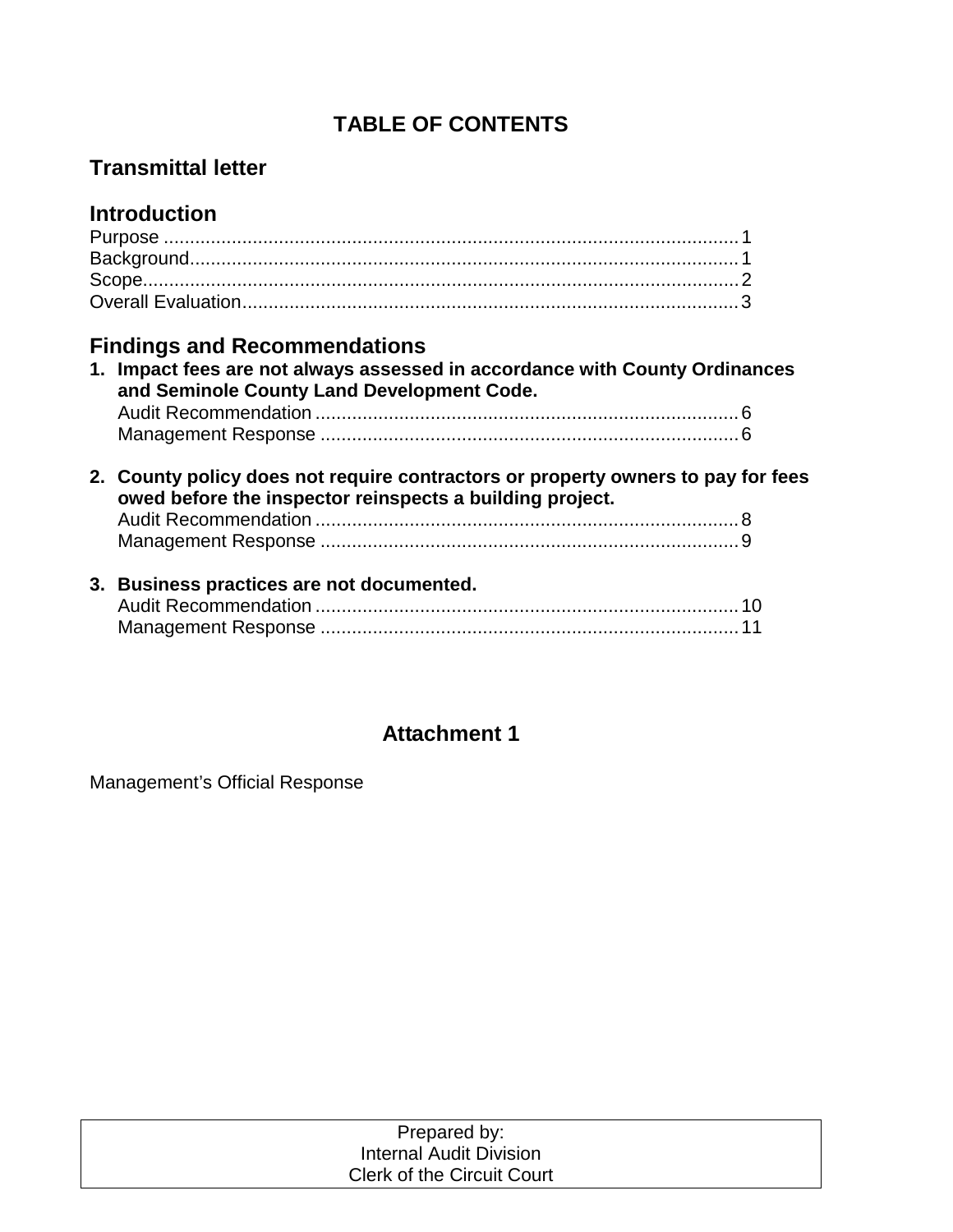# TABLE OF CONTENTS

## Transmittal letter

## Introduction

Purpose ............................................................................................................ 1
Background....................................................................................................... 1
Scope................................................................................................................ 2
Overall Evaluation............................................................................................. 3

## Findings and Recommendations

1. **Impact fees are not always assessed in accordance with County Ordinances and Seminole County Land Development Code.**
   Audit Recommendation ................................................................................ 6
   Management Response ............................................................................... 6

2. **County policy does not require contractors or property owners to pay for fees owed before the inspector reinspects a building project.**
   Audit Recommendation ................................................................................ 8
   Management Response ............................................................................... 9

3. **Business practices are not documented.**
   Audit Recommendation ................................................................................ 10
   Management Response ............................................................................... 11

## Attachment 1

Management's Official Response

Prepared by:
Internal Audit Division
Clerk of the Circuit Court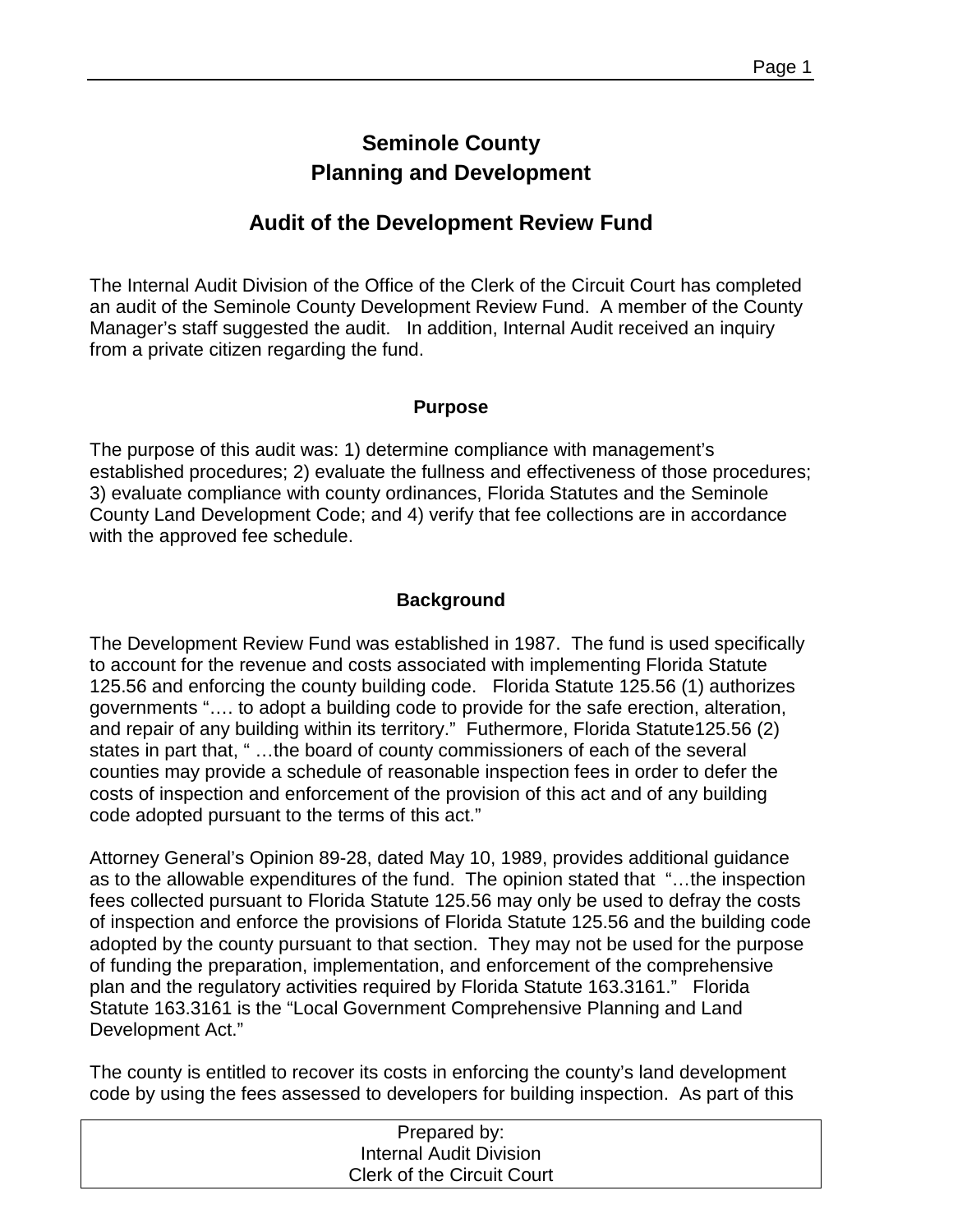# Seminole County
## Planning and Development

## Audit of the Development Review Fund

The Internal Audit Division of the Office of the Clerk of the Circuit Court has completed an audit of the Seminole County Development Review Fund. A member of the County Manager's staff suggested the audit. In addition, Internal Audit received an inquiry from a private citizen regarding the fund.

### Purpose

The purpose of this audit was: 1) determine compliance with management's established procedures; 2) evaluate the fullness and effectiveness of those procedures; 3) evaluate compliance with county ordinances, Florida Statutes and the Seminole County Land Development Code; and 4) verify that fee collections are in accordance with the approved fee schedule.

### Background

The Development Review Fund was established in 1987. The fund is used specifically to account for the revenue and costs associated with implementing Florida Statute 125.56 and enforcing the county building code. Florida Statute 125.56 (1) authorizes governments "…. to adopt a building code to provide for the safe erection, alteration, and repair of any building within its territory." Futhermore, Florida Statute125.56 (2) states in part that, " …the board of county commissioners of each of the several counties may provide a schedule of reasonable inspection fees in order to defer the costs of inspection and enforcement of the provision of this act and of any building code adopted pursuant to the terms of this act."

Attorney General's Opinion 89-28, dated May 10, 1989, provides additional guidance as to the allowable expenditures of the fund. The opinion stated that "…the inspection fees collected pursuant to Florida Statute 125.56 may only be used to defray the costs of inspection and enforce the provisions of Florida Statute 125.56 and the building code adopted by the county pursuant to that section. They may not be used for the purpose of funding the preparation, implementation, and enforcement of the comprehensive plan and the regulatory activities required by Florida Statute 163.3161." Florida Statute 163.3161 is the "Local Government Comprehensive Planning and Land Development Act."

The county is entitled to recover its costs in enforcing the county's land development code by using the fees assessed to developers for building inspection. As part of this

Prepared by:
Internal Audit Division
Clerk of the Circuit Court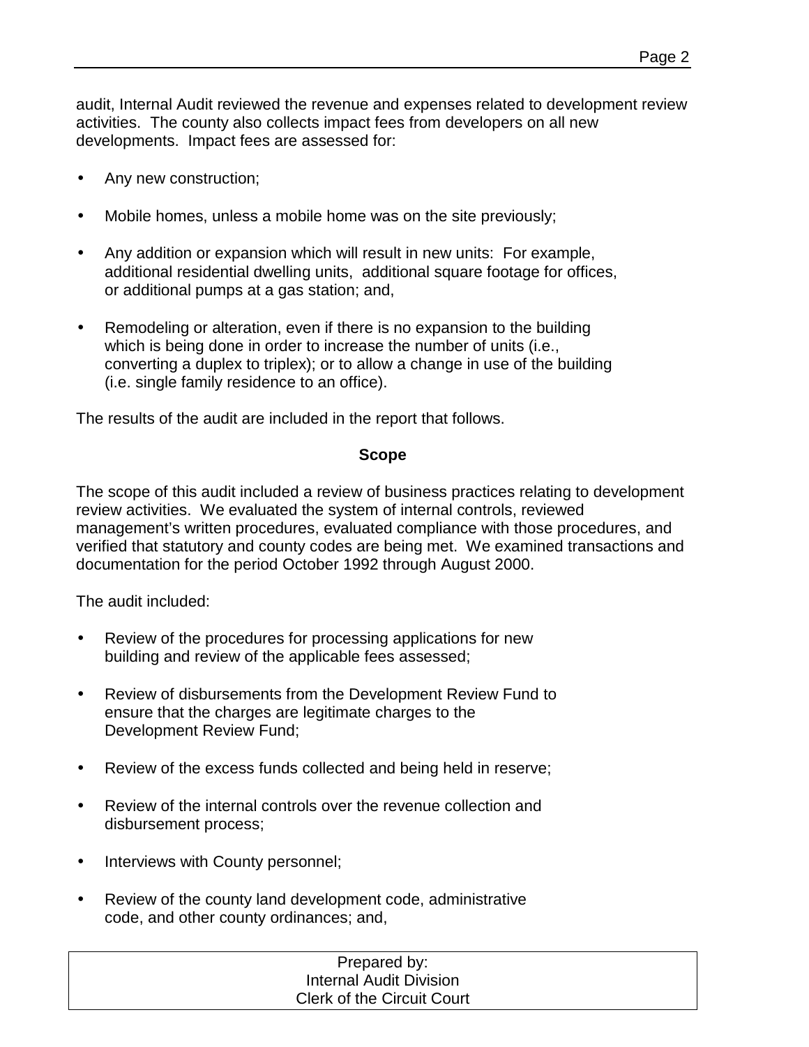audit, Internal Audit reviewed the revenue and expenses related to development review activities. The county also collects impact fees from developers on all new developments. Impact fees are assessed for:

- Any new construction;
- Mobile homes, unless a mobile home was on the site previously;
- Any addition or expansion which will result in new units: For example, additional residential dwelling units, additional square footage for offices, or additional pumps at a gas station; and,
- Remodeling or alteration, even if there is no expansion to the building which is being done in order to increase the number of units (i.e., converting a duplex to triplex); or to allow a change in use of the building (i.e. single family residence to an office).

The results of the audit are included in the report that follows.

## Scope

The scope of this audit included a review of business practices relating to development review activities. We evaluated the system of internal controls, reviewed management's written procedures, evaluated compliance with those procedures, and verified that statutory and county codes are being met. We examined transactions and documentation for the period October 1992 through August 2000.

The audit included:

- Review of the procedures for processing applications for new building and review of the applicable fees assessed;
- Review of disbursements from the Development Review Fund to ensure that the charges are legitimate charges to the Development Review Fund;
- Review of the excess funds collected and being held in reserve;
- Review of the internal controls over the revenue collection and disbursement process;
- Interviews with County personnel;
- Review of the county land development code, administrative code, and other county ordinances; and,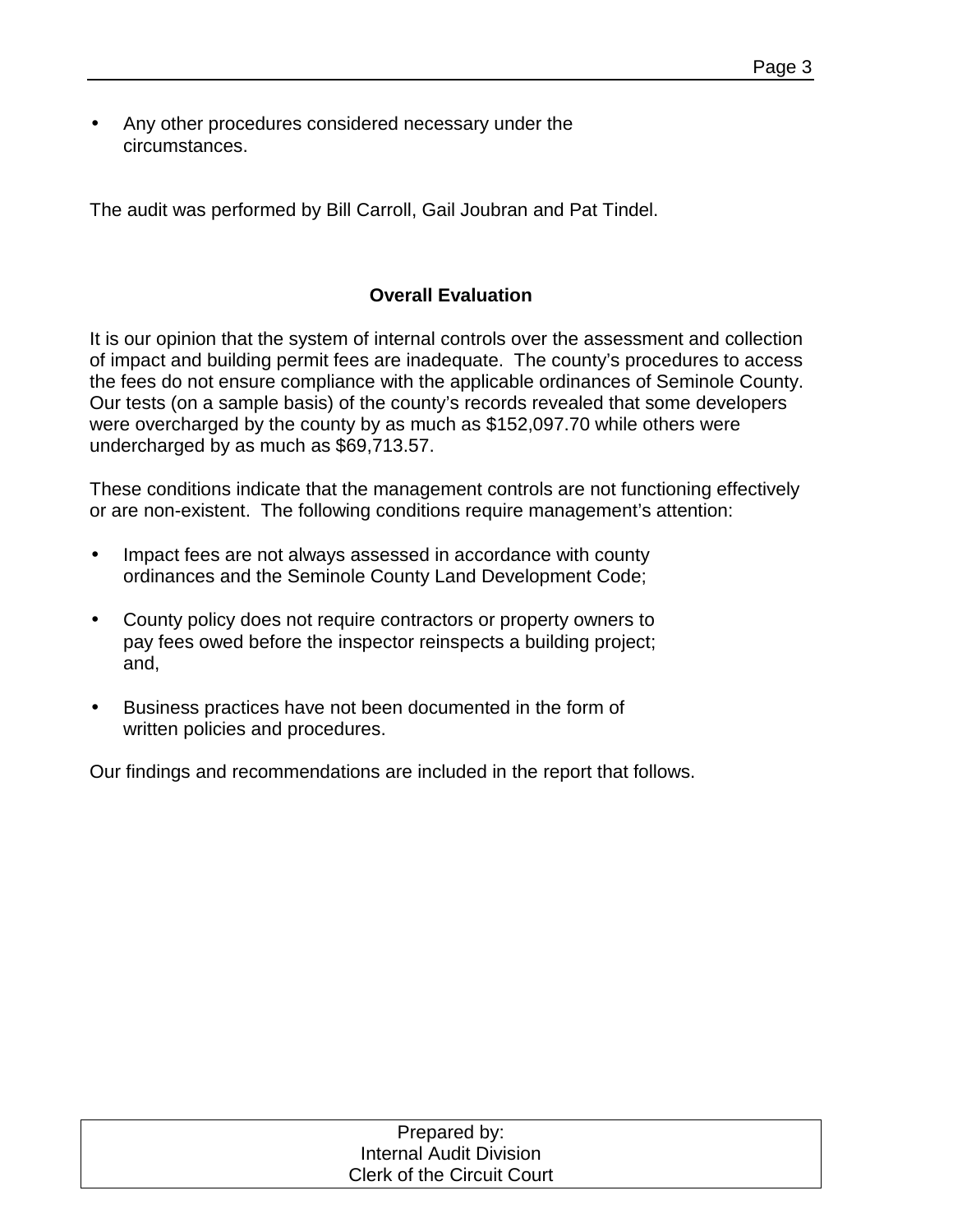- Any other procedures considered necessary under the circumstances.

The audit was performed by Bill Carroll, Gail Joubran and Pat Tindel.

## Overall Evaluation

It is our opinion that the system of internal controls over the assessment and collection of impact and building permit fees are inadequate. The county's procedures to access the fees do not ensure compliance with the applicable ordinances of Seminole County. Our tests (on a sample basis) of the county's records revealed that some developers were overcharged by the county by as much as $152,097.70 while others were undercharged by as much as $69,713.57.

These conditions indicate that the management controls are not functioning effectively or are non-existent. The following conditions require management's attention:

- Impact fees are not always assessed in accordance with county ordinances and the Seminole County Land Development Code;

- County policy does not require contractors or property owners to pay fees owed before the inspector reinspects a building project; and,

- Business practices have not been documented in the form of written policies and procedures.

Our findings and recommendations are included in the report that follows.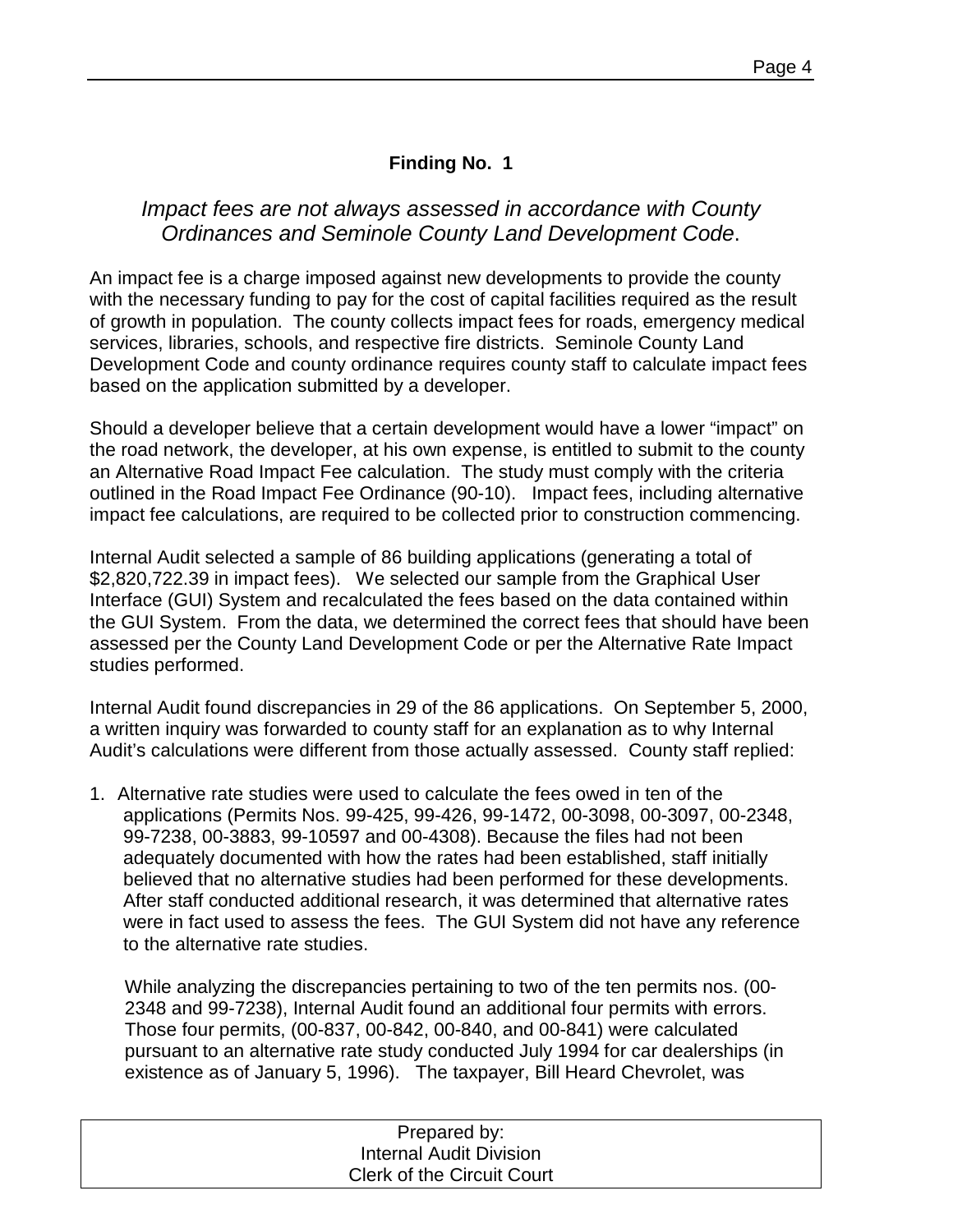## Finding No. 1

*Impact fees are not always assessed in accordance with County Ordinances and Seminole County Land Development Code.*

An impact fee is a charge imposed against new developments to provide the county with the necessary funding to pay for the cost of capital facilities required as the result of growth in population. The county collects impact fees for roads, emergency medical services, libraries, schools, and respective fire districts. Seminole County Land Development Code and county ordinance requires county staff to calculate impact fees based on the application submitted by a developer.

Should a developer believe that a certain development would have a lower "impact" on the road network, the developer, at his own expense, is entitled to submit to the county an Alternative Road Impact Fee calculation. The study must comply with the criteria outlined in the Road Impact Fee Ordinance (90-10). Impact fees, including alternative impact fee calculations, are required to be collected prior to construction commencing.

Internal Audit selected a sample of 86 building applications (generating a total of $2,820,722.39 in impact fees). We selected our sample from the Graphical User Interface (GUI) System and recalculated the fees based on the data contained within the GUI System. From the data, we determined the correct fees that should have been assessed per the County Land Development Code or per the Alternative Rate Impact studies performed.

Internal Audit found discrepancies in 29 of the 86 applications. On September 5, 2000, a written inquiry was forwarded to county staff for an explanation as to why Internal Audit's calculations were different from those actually assessed. County staff replied:

1. Alternative rate studies were used to calculate the fees owed in ten of the applications (Permits Nos. 99-425, 99-426, 99-1472, 00-3098, 00-3097, 00-2348, 99-7238, 00-3883, 99-10597 and 00-4308). Because the files had not been adequately documented with how the rates had been established, staff initially believed that no alternative studies had been performed for these developments. After staff conducted additional research, it was determined that alternative rates were in fact used to assess the fees. The GUI System did not have any reference to the alternative rate studies.

   While analyzing the discrepancies pertaining to two of the ten permits nos. (00-2348 and 99-7238), Internal Audit found an additional four permits with errors. Those four permits, (00-837, 00-842, 00-840, and 00-841) were calculated pursuant to an alternative rate study conducted July 1994 for car dealerships (in existence as of January 5, 1996). The taxpayer, Bill Heard Chevrolet, was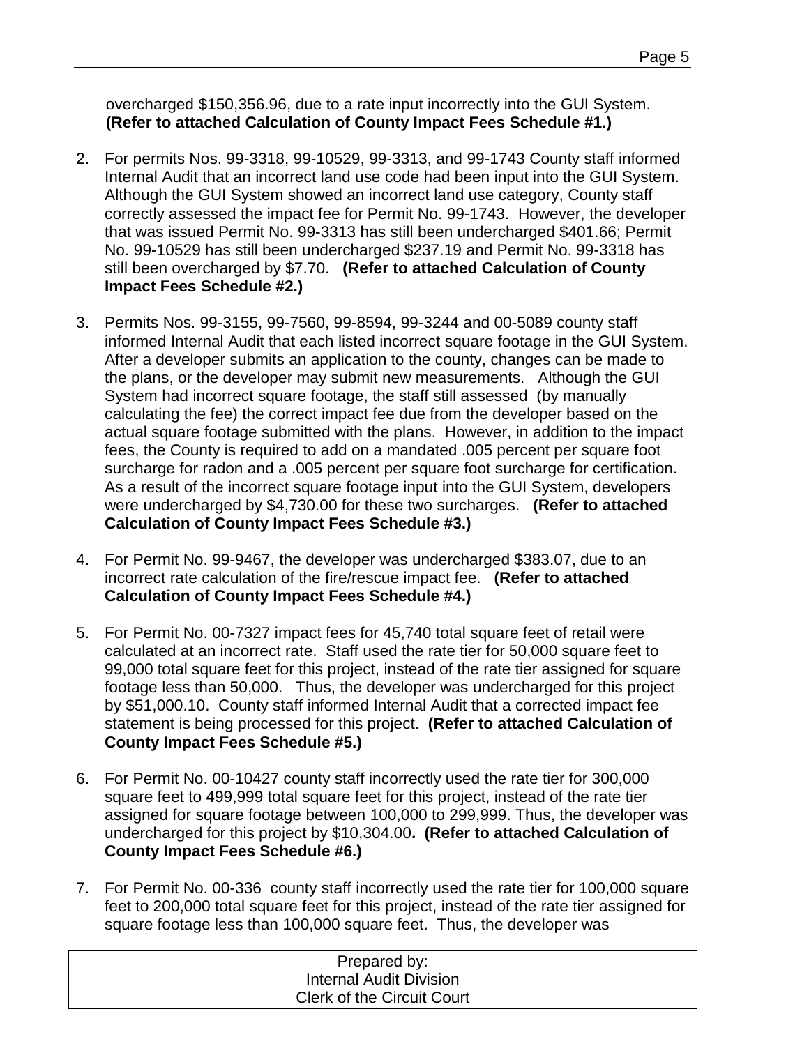overcharged $150,356.96, due to a rate input incorrectly into the GUI System. **(Refer to attached Calculation of County Impact Fees Schedule #1.)**

2. For permits Nos. 99-3318, 99-10529, 99-3313, and 99-1743 County staff informed Internal Audit that an incorrect land use code had been input into the GUI System. Although the GUI System showed an incorrect land use category, County staff correctly assessed the impact fee for Permit No. 99-1743. However, the developer that was issued Permit No. 99-3313 has still been undercharged $401.66; Permit No. 99-10529 has still been undercharged $237.19 and Permit No. 99-3318 has still been overcharged by $7.70. **(Refer to attached Calculation of County Impact Fees Schedule #2.)**

3. Permits Nos. 99-3155, 99-7560, 99-8594, 99-3244 and 00-5089 county staff informed Internal Audit that each listed incorrect square footage in the GUI System. After a developer submits an application to the county, changes can be made to the plans, or the developer may submit new measurements. Although the GUI System had incorrect square footage, the staff still assessed (by manually calculating the fee) the correct impact fee due from the developer based on the actual square footage submitted with the plans. However, in addition to the impact fees, the County is required to add on a mandated .005 percent per square foot surcharge for radon and a .005 percent per square foot surcharge for certification. As a result of the incorrect square footage input into the GUI System, developers were undercharged by $4,730.00 for these two surcharges. **(Refer to attached Calculation of County Impact Fees Schedule #3.)**

4. For Permit No. 99-9467, the developer was undercharged $383.07, due to an incorrect rate calculation of the fire/rescue impact fee. **(Refer to attached Calculation of County Impact Fees Schedule #4.)**

5. For Permit No. 00-7327 impact fees for 45,740 total square feet of retail were calculated at an incorrect rate. Staff used the rate tier for 50,000 square feet to 99,000 total square feet for this project, instead of the rate tier assigned for square footage less than 50,000. Thus, the developer was undercharged for this project by $51,000.10. County staff informed Internal Audit that a corrected impact fee statement is being processed for this project. **(Refer to attached Calculation of County Impact Fees Schedule #5.)**

6. For Permit No. 00-10427 county staff incorrectly used the rate tier for 300,000 square feet to 499,999 total square feet for this project, instead of the rate tier assigned for square footage between 100,000 to 299,999. Thus, the developer was undercharged for this project by $10,304.00**. (Refer to attached Calculation of County Impact Fees Schedule #6.)**

7. For Permit No. 00-336 county staff incorrectly used the rate tier for 100,000 square feet to 200,000 total square feet for this project, instead of the rate tier assigned for square footage less than 100,000 square feet. Thus, the developer was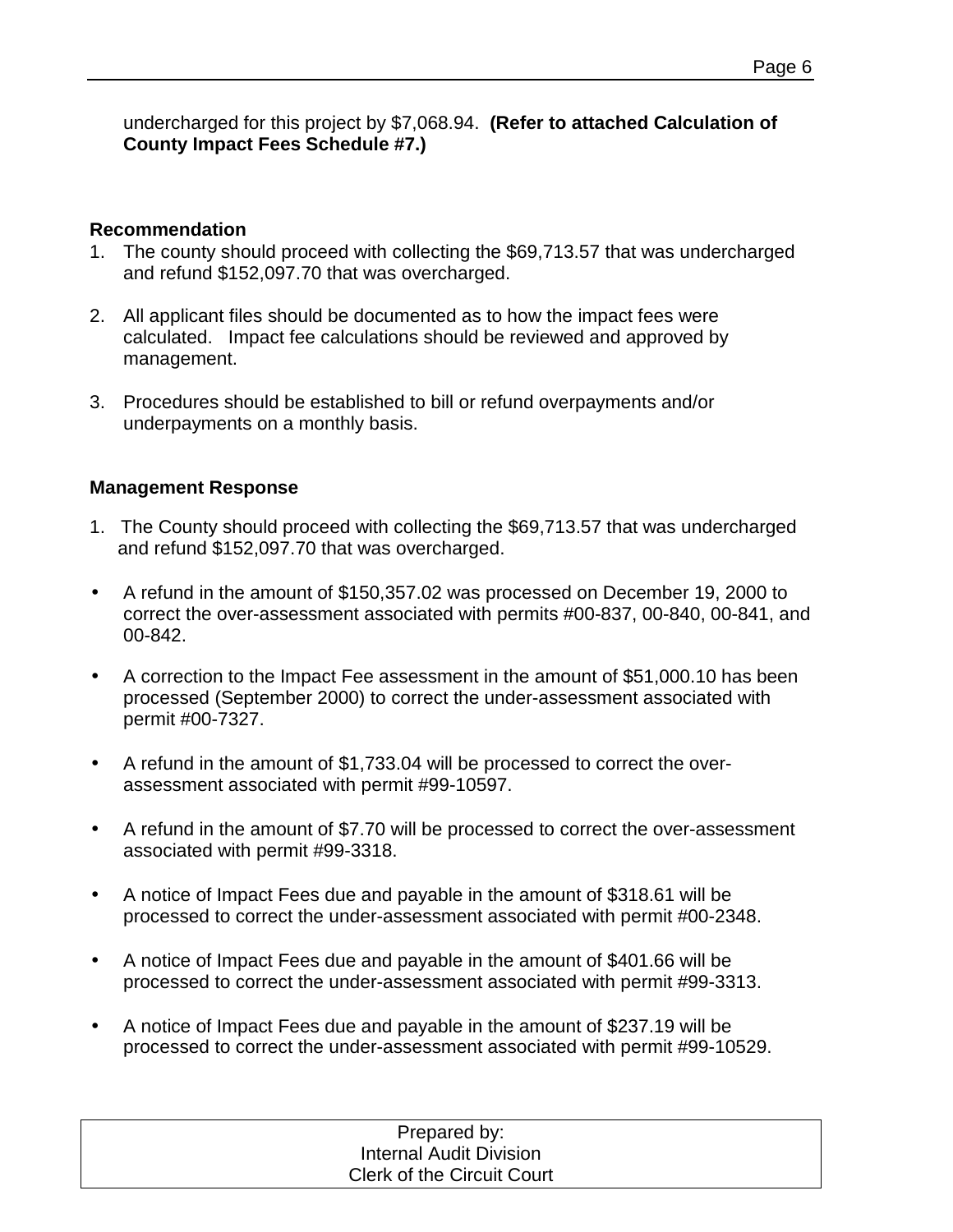undercharged for this project by $7,068.94. **(Refer to attached Calculation of County Impact Fees Schedule #7.)**

**Recommendation**

1. The county should proceed with collecting the $69,713.57 that was undercharged and refund $152,097.70 that was overcharged.

2. All applicant files should be documented as to how the impact fees were calculated. Impact fee calculations should be reviewed and approved by management.

3. Procedures should be established to bill or refund overpayments and/or underpayments on a monthly basis.

**Management Response**

1. The County should proceed with collecting the $69,713.57 that was undercharged and refund $152,097.70 that was overcharged.

- A refund in the amount of $150,357.02 was processed on December 19, 2000 to correct the over-assessment associated with permits #00-837, 00-840, 00-841, and 00-842.

- A correction to the Impact Fee assessment in the amount of $51,000.10 has been processed (September 2000) to correct the under-assessment associated with permit #00-7327.

- A refund in the amount of $1,733.04 will be processed to correct the over-assessment associated with permit #99-10597.

- A refund in the amount of $7.70 will be processed to correct the over-assessment associated with permit #99-3318.

- A notice of Impact Fees due and payable in the amount of $318.61 will be processed to correct the under-assessment associated with permit #00-2348.

- A notice of Impact Fees due and payable in the amount of $401.66 will be processed to correct the under-assessment associated with permit #99-3313.

- A notice of Impact Fees due and payable in the amount of $237.19 will be processed to correct the under-assessment associated with permit #99-10529.

Prepared by:
Internal Audit Division
Clerk of the Circuit Court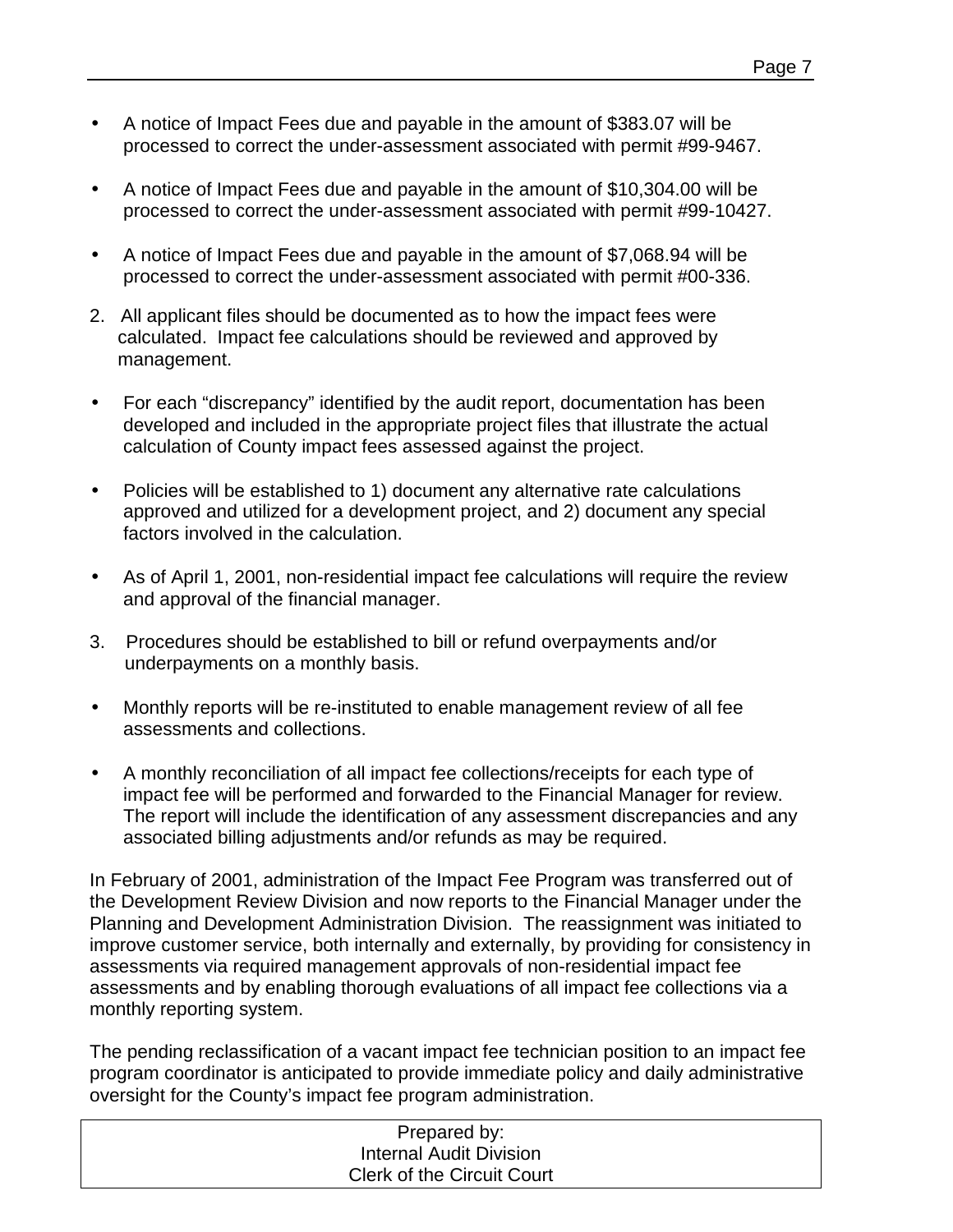- A notice of Impact Fees due and payable in the amount of $383.07 will be processed to correct the under-assessment associated with permit #99-9467.

- A notice of Impact Fees due and payable in the amount of $10,304.00 will be processed to correct the under-assessment associated with permit #99-10427.

- A notice of Impact Fees due and payable in the amount of $7,068.94 will be processed to correct the under-assessment associated with permit #00-336.

2. All applicant files should be documented as to how the impact fees were calculated. Impact fee calculations should be reviewed and approved by management.

- For each "discrepancy" identified by the audit report, documentation has been developed and included in the appropriate project files that illustrate the actual calculation of County impact fees assessed against the project.

- Policies will be established to 1) document any alternative rate calculations approved and utilized for a development project, and 2) document any special factors involved in the calculation.

- As of April 1, 2001, non-residential impact fee calculations will require the review and approval of the financial manager.

3. Procedures should be established to bill or refund overpayments and/or underpayments on a monthly basis.

- Monthly reports will be re-instituted to enable management review of all fee assessments and collections.

- A monthly reconciliation of all impact fee collections/receipts for each type of impact fee will be performed and forwarded to the Financial Manager for review. The report will include the identification of any assessment discrepancies and any associated billing adjustments and/or refunds as may be required.

In February of 2001, administration of the Impact Fee Program was transferred out of the Development Review Division and now reports to the Financial Manager under the Planning and Development Administration Division. The reassignment was initiated to improve customer service, both internally and externally, by providing for consistency in assessments via required management approvals of non-residential impact fee assessments and by enabling thorough evaluations of all impact fee collections via a monthly reporting system.

The pending reclassification of a vacant impact fee technician position to an impact fee program coordinator is anticipated to provide immediate policy and daily administrative oversight for the County's impact fee program administration.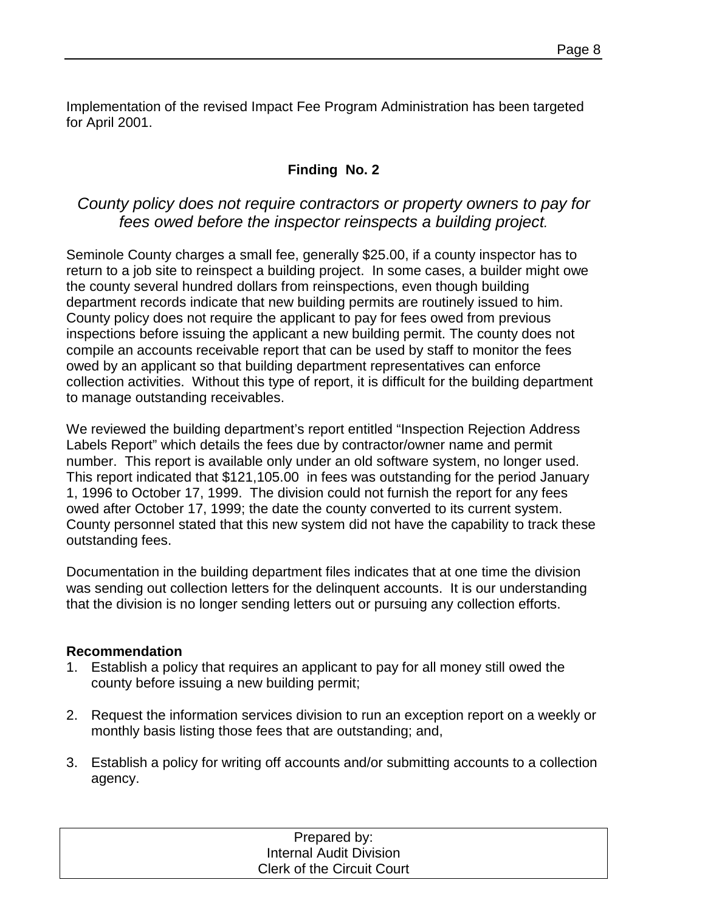Implementation of the revised Impact Fee Program Administration has been targeted for April 2001.

### Finding No. 2

*County policy does not require contractors or property owners to pay for fees owed before the inspector reinspects a building project.*

Seminole County charges a small fee, generally $25.00, if a county inspector has to return to a job site to reinspect a building project. In some cases, a builder might owe the county several hundred dollars from reinspections, even though building department records indicate that new building permits are routinely issued to him. County policy does not require the applicant to pay for fees owed from previous inspections before issuing the applicant a new building permit. The county does not compile an accounts receivable report that can be used by staff to monitor the fees owed by an applicant so that building department representatives can enforce collection activities. Without this type of report, it is difficult for the building department to manage outstanding receivables.

We reviewed the building department's report entitled "Inspection Rejection Address Labels Report" which details the fees due by contractor/owner name and permit number. This report is available only under an old software system, no longer used. This report indicated that $121,105.00 in fees was outstanding for the period January 1, 1996 to October 17, 1999. The division could not furnish the report for any fees owed after October 17, 1999; the date the county converted to its current system. County personnel stated that this new system did not have the capability to track these outstanding fees.

Documentation in the building department files indicates that at one time the division was sending out collection letters for the delinquent accounts. It is our understanding that the division is no longer sending letters out or pursuing any collection efforts.

**Recommendation**

1. Establish a policy that requires an applicant to pay for all money still owed the county before issuing a new building permit;

2. Request the information services division to run an exception report on a weekly or monthly basis listing those fees that are outstanding; and,

3. Establish a policy for writing off accounts and/or submitting accounts to a collection agency.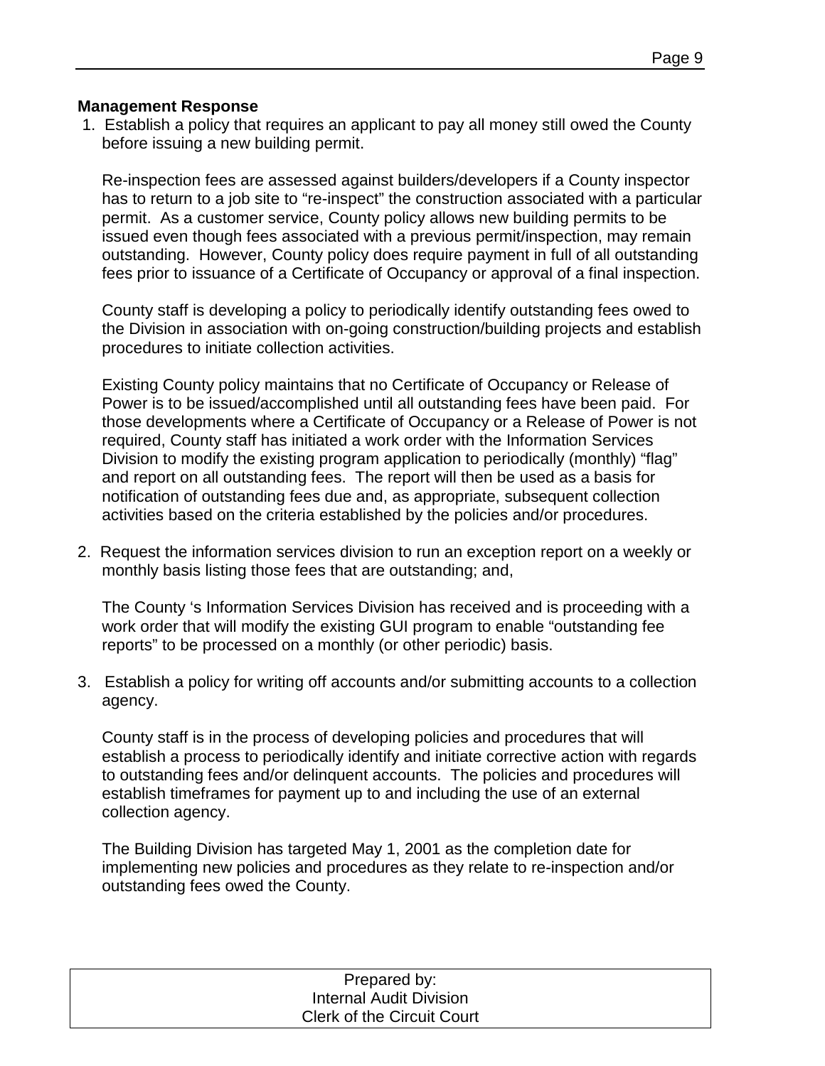**Management Response**

1. Establish a policy that requires an applicant to pay all money still owed the County before issuing a new building permit.

   Re-inspection fees are assessed against builders/developers if a County inspector has to return to a job site to "re-inspect" the construction associated with a particular permit. As a customer service, County policy allows new building permits to be issued even though fees associated with a previous permit/inspection, may remain outstanding. However, County policy does require payment in full of all outstanding fees prior to issuance of a Certificate of Occupancy or approval of a final inspection.

   County staff is developing a policy to periodically identify outstanding fees owed to the Division in association with on-going construction/building projects and establish procedures to initiate collection activities.

   Existing County policy maintains that no Certificate of Occupancy or Release of Power is to be issued/accomplished until all outstanding fees have been paid. For those developments where a Certificate of Occupancy or a Release of Power is not required, County staff has initiated a work order with the Information Services Division to modify the existing program application to periodically (monthly) "flag" and report on all outstanding fees. The report will then be used as a basis for notification of outstanding fees due and, as appropriate, subsequent collection activities based on the criteria established by the policies and/or procedures.

2. Request the information services division to run an exception report on a weekly or monthly basis listing those fees that are outstanding; and,

   The County 's Information Services Division has received and is proceeding with a work order that will modify the existing GUI program to enable "outstanding fee reports" to be processed on a monthly (or other periodic) basis.

3. Establish a policy for writing off accounts and/or submitting accounts to a collection agency.

   County staff is in the process of developing policies and procedures that will establish a process to periodically identify and initiate corrective action with regards to outstanding fees and/or delinquent accounts. The policies and procedures will establish timeframes for payment up to and including the use of an external collection agency.

   The Building Division has targeted May 1, 2001 as the completion date for implementing new policies and procedures as they relate to re-inspection and/or outstanding fees owed the County.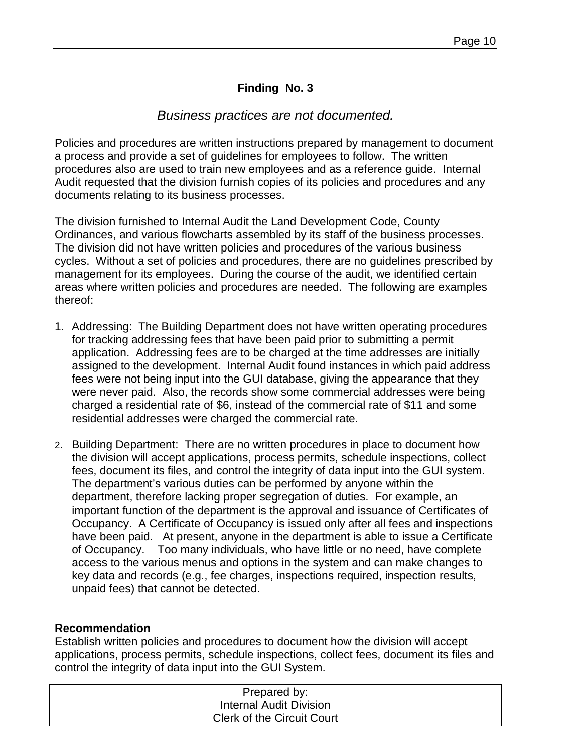## Finding No. 3

*Business practices are not documented.*

Policies and procedures are written instructions prepared by management to document a process and provide a set of guidelines for employees to follow. The written procedures also are used to train new employees and as a reference guide. Internal Audit requested that the division furnish copies of its policies and procedures and any documents relating to its business processes.

The division furnished to Internal Audit the Land Development Code, County Ordinances, and various flowcharts assembled by its staff of the business processes. The division did not have written policies and procedures of the various business cycles. Without a set of policies and procedures, there are no guidelines prescribed by management for its employees. During the course of the audit, we identified certain areas where written policies and procedures are needed. The following are examples thereof:

1. Addressing: The Building Department does not have written operating procedures for tracking addressing fees that have been paid prior to submitting a permit application. Addressing fees are to be charged at the time addresses are initially assigned to the development. Internal Audit found instances in which paid address fees were not being input into the GUI database, giving the appearance that they were never paid. Also, the records show some commercial addresses were being charged a residential rate of $6, instead of the commercial rate of $11 and some residential addresses were charged the commercial rate.

2. Building Department: There are no written procedures in place to document how the division will accept applications, process permits, schedule inspections, collect fees, document its files, and control the integrity of data input into the GUI system. The department's various duties can be performed by anyone within the department, therefore lacking proper segregation of duties. For example, an important function of the department is the approval and issuance of Certificates of Occupancy. A Certificate of Occupancy is issued only after all fees and inspections have been paid. At present, anyone in the department is able to issue a Certificate of Occupancy. Too many individuals, who have little or no need, have complete access to the various menus and options in the system and can make changes to key data and records (e.g., fee charges, inspections required, inspection results, unpaid fees) that cannot be detected.

**Recommendation**
Establish written policies and procedures to document how the division will accept applications, process permits, schedule inspections, collect fees, document its files and control the integrity of data input into the GUI System.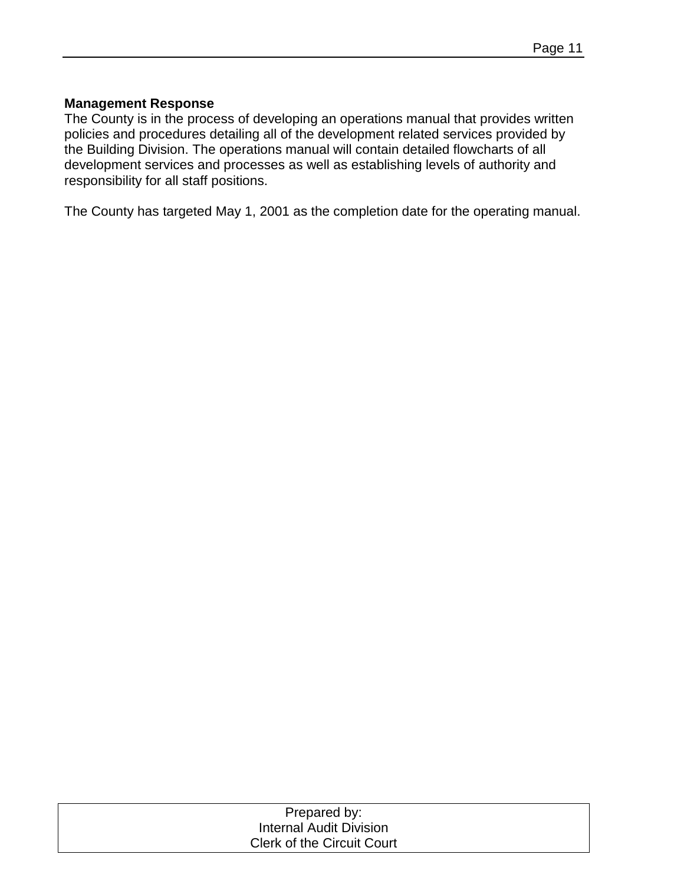**Management Response**
The County is in the process of developing an operations manual that provides written policies and procedures detailing all of the development related services provided by the Building Division. The operations manual will contain detailed flowcharts of all development services and processes as well as establishing levels of authority and responsibility for all staff positions.

The County has targeted May 1, 2001 as the completion date for the operating manual.